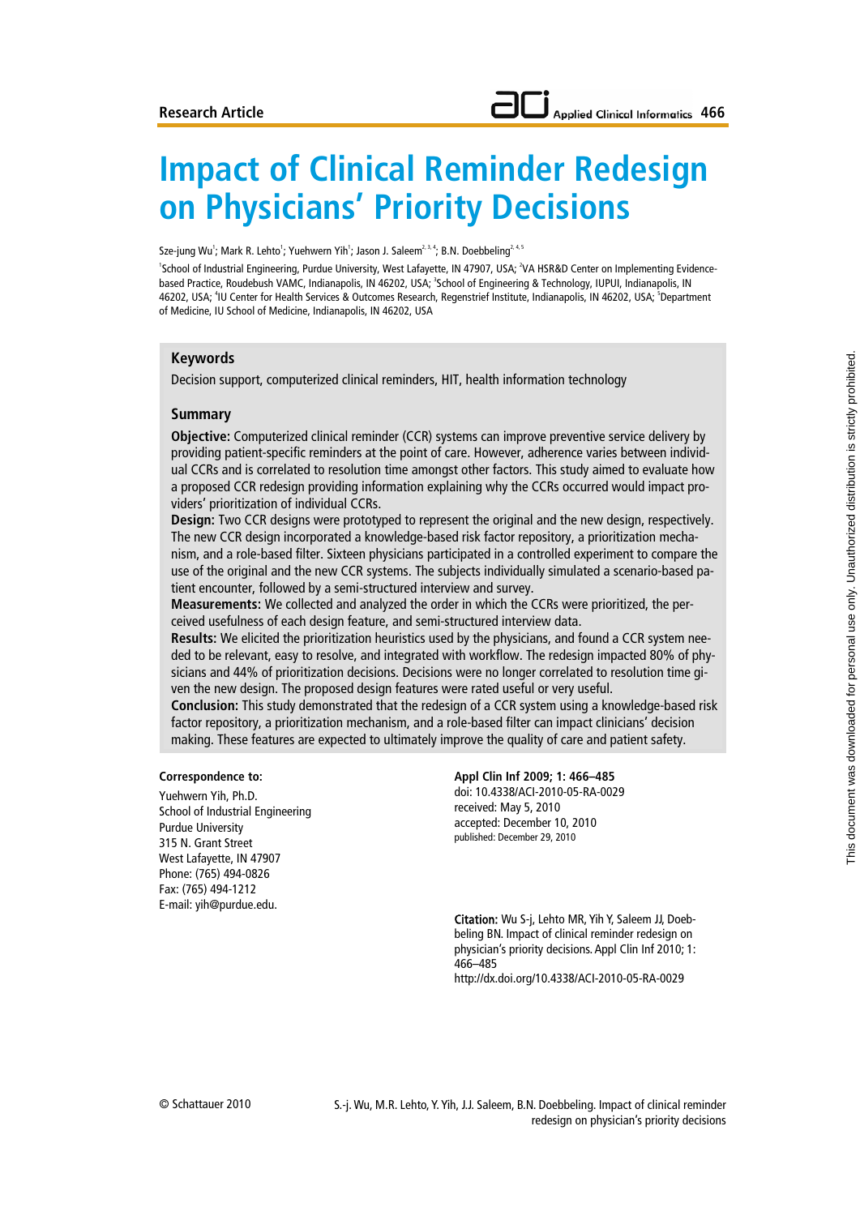Research Article

# Impact of Clinical Reminder Redesign on Physicians' Priority Decisions

Sze-jung Wu[1]; Mark R. Lehto[1]; Yuehwern Yih[1]; Jason J. Saleem[2,3,4]; B.N. Doebbeling[2,4,5]

[1]School of Industrial Engineering, Purdue University, West Lafayette, IN 47907, USA; [2]VA HSR&D Center on Implementing Evidence-based Practice, Roudebush VAMC, Indianapolis, IN 46202, USA; [3]School of Engineering & Technology, IUPUI, Indianapolis, IN 46202, USA; [4]IU Center for Health Services & Outcomes Research, Regenstrief Institute, Indianapolis, IN 46202, USA; [5]Department of Medicine, IU School of Medicine, Indianapolis, IN 46202, USA

## Keywords

Decision support, computerized clinical reminders, HIT, health information technology

## Summary

**Objective:** Computerized clinical reminder (CCR) systems can improve preventive service delivery by providing patient-specific reminders at the point of care. However, adherence varies between individual CCRs and is correlated to resolution time amongst other factors. This study aimed to evaluate how a proposed CCR redesign providing information explaining why the CCRs occurred would impact providers' prioritization of individual CCRs.

**Design:** Two CCR designs were prototyped to represent the original and the new design, respectively. The new CCR design incorporated a knowledge-based risk factor repository, a prioritization mechanism, and a role-based filter. Sixteen physicians participated in a controlled experiment to compare the use of the original and the new CCR systems. The subjects individually simulated a scenario-based patient encounter, followed by a semi-structured interview and survey.

**Measurements:** We collected and analyzed the order in which the CCRs were prioritized, the perceived usefulness of each design feature, and semi-structured interview data.

**Results:** We elicited the prioritization heuristics used by the physicians, and found a CCR system needed to be relevant, easy to resolve, and integrated with workflow. The redesign impacted 80% of physicians and 44% of prioritization decisions. Decisions were no longer correlated to resolution time given the new design. The proposed design features were rated useful or very useful.

**Conclusion:** This study demonstrated that the redesign of a CCR system using a knowledge-based risk factor repository, a prioritization mechanism, and a role-based filter can impact clinicians' decision making. These features are expected to ultimately improve the quality of care and patient safety.

**Correspondence to:**

Yuehwern Yih, Ph.D.
School of Industrial Engineering
Purdue University
315 N. Grant Street
West Lafayette, IN 47907
Phone: (765) 494-0826
Fax: (765) 494-1212
E-mail: yih@purdue.edu.

**Appl Clin Inf 2009; 1: 466–485**
doi: 10.4338/ACI-2010-05-RA-0029
received: May 5, 2010
accepted: December 10, 2010
published: December 29, 2010

**Citation:** Wu S-j, Lehto MR, Yih Y, Saleem JJ, Doebbeling BN. Impact of clinical reminder redesign on physician's priority decisions. Appl Clin Inf 2010; 1: 466–485
http://dx.doi.org/10.4338/ACI-2010-05-RA-0029

© Schattauer 2010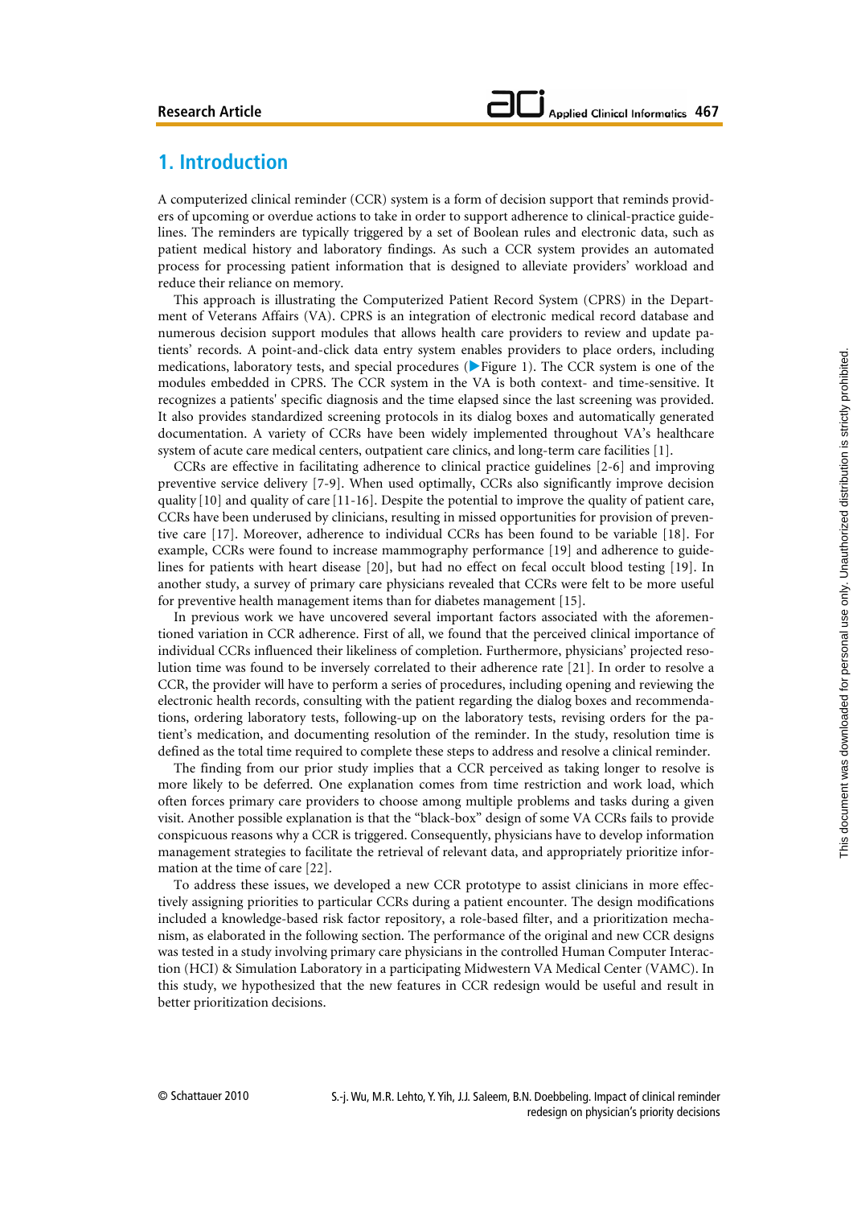## 1. Introduction

A computerized clinical reminder (CCR) system is a form of decision support that reminds providers of upcoming or overdue actions to take in order to support adherence to clinical-practice guidelines. The reminders are typically triggered by a set of Boolean rules and electronic data, such as patient medical history and laboratory findings. As such a CCR system provides an automated process for processing patient information that is designed to alleviate providers' workload and reduce their reliance on memory.

This approach is illustrating the Computerized Patient Record System (CPRS) in the Department of Veterans Affairs (VA). CPRS is an integration of electronic medical record database and numerous decision support modules that allows health care providers to review and update patients' records. A point-and-click data entry system enables providers to place orders, including medications, laboratory tests, and special procedures (▶Figure 1). The CCR system is one of the modules embedded in CPRS. The CCR system in the VA is both context- and time-sensitive. It recognizes a patients' specific diagnosis and the time elapsed since the last screening was provided. It also provides standardized screening protocols in its dialog boxes and automatically generated documentation. A variety of CCRs have been widely implemented throughout VA's healthcare system of acute care medical centers, outpatient care clinics, and long-term care facilities [1].

CCRs are effective in facilitating adherence to clinical practice guidelines [2-6] and improving preventive service delivery [7-9]. When used optimally, CCRs also significantly improve decision quality [10] and quality of care [11-16]. Despite the potential to improve the quality of patient care, CCRs have been underused by clinicians, resulting in missed opportunities for provision of preventive care [17]. Moreover, adherence to individual CCRs has been found to be variable [18]. For example, CCRs were found to increase mammography performance [19] and adherence to guidelines for patients with heart disease [20], but had no effect on fecal occult blood testing [19]. In another study, a survey of primary care physicians revealed that CCRs were felt to be more useful for preventive health management items than for diabetes management [15].

In previous work we have uncovered several important factors associated with the aforementioned variation in CCR adherence. First of all, we found that the perceived clinical importance of individual CCRs influenced their likeliness of completion. Furthermore, physicians' projected resolution time was found to be inversely correlated to their adherence rate [21]. In order to resolve a CCR, the provider will have to perform a series of procedures, including opening and reviewing the electronic health records, consulting with the patient regarding the dialog boxes and recommendations, ordering laboratory tests, following-up on the laboratory tests, revising orders for the patient's medication, and documenting resolution of the reminder. In the study, resolution time is defined as the total time required to complete these steps to address and resolve a clinical reminder.

The finding from our prior study implies that a CCR perceived as taking longer to resolve is more likely to be deferred. One explanation comes from time restriction and work load, which often forces primary care providers to choose among multiple problems and tasks during a given visit. Another possible explanation is that the "black-box" design of some VA CCRs fails to provide conspicuous reasons why a CCR is triggered. Consequently, physicians have to develop information management strategies to facilitate the retrieval of relevant data, and appropriately prioritize information at the time of care [22].

To address these issues, we developed a new CCR prototype to assist clinicians in more effectively assigning priorities to particular CCRs during a patient encounter. The design modifications included a knowledge-based risk factor repository, a role-based filter, and a prioritization mechanism, as elaborated in the following section. The performance of the original and new CCR designs was tested in a study involving primary care physicians in the controlled Human Computer Interaction (HCI) & Simulation Laboratory in a participating Midwestern VA Medical Center (VAMC). In this study, we hypothesized that the new features in CCR redesign would be useful and result in better prioritization decisions.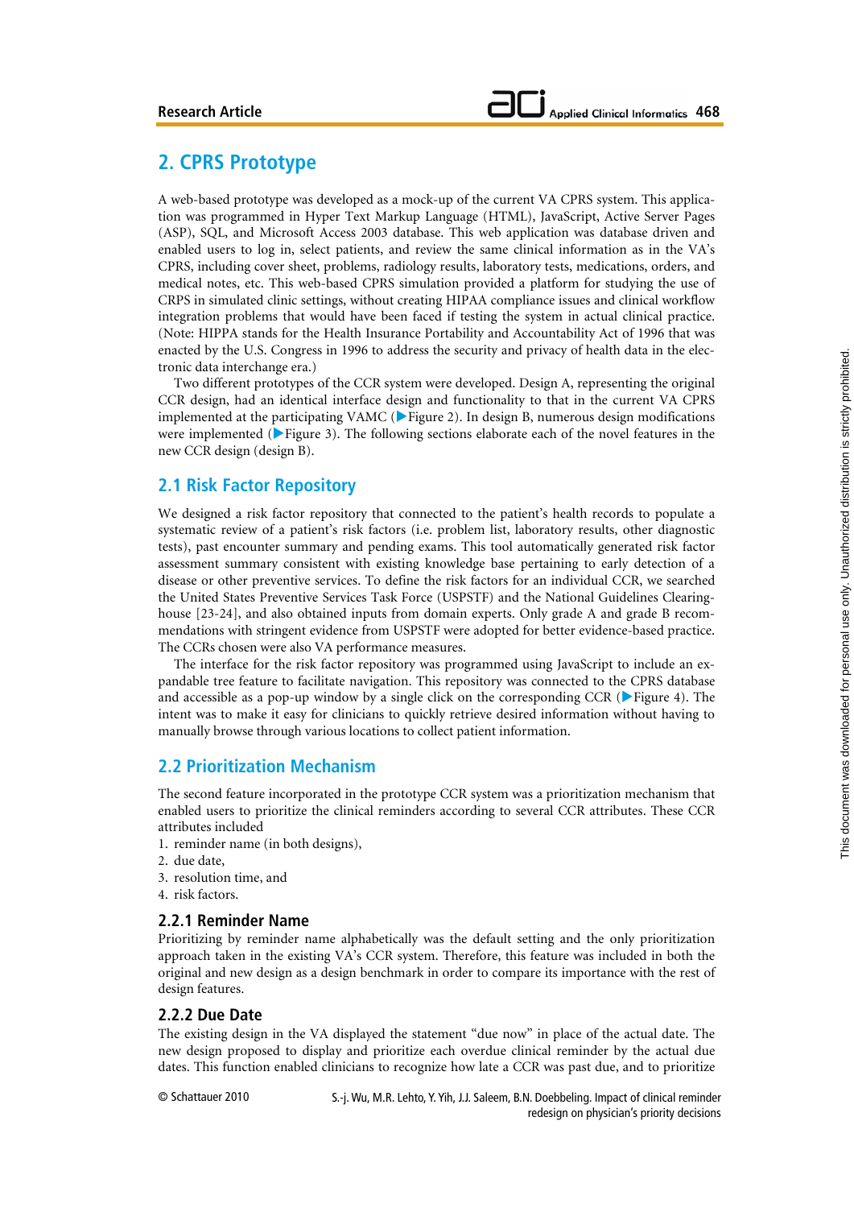## 2. CPRS Prototype

A web-based prototype was developed as a mock-up of the current VA CPRS system. This application was programmed in Hyper Text Markup Language (HTML), JavaScript, Active Server Pages (ASP), SQL, and Microsoft Access 2003 database. This web application was database driven and enabled users to log in, select patients, and review the same clinical information as in the VA's CPRS, including cover sheet, problems, radiology results, laboratory tests, medications, orders, and medical notes, etc. This web-based CPRS simulation provided a platform for studying the use of CRPS in simulated clinic settings, without creating HIPAA compliance issues and clinical workflow integration problems that would have been faced if testing the system in actual clinical practice. (Note: HIPPA stands for the Health Insurance Portability and Accountability Act of 1996 that was enacted by the U.S. Congress in 1996 to address the security and privacy of health data in the electronic data interchange era.)

Two different prototypes of the CCR system were developed. Design A, representing the original CCR design, had an identical interface design and functionality to that in the current VA CPRS implemented at the participating VAMC (▶Figure 2). In design B, numerous design modifications were implemented (▶Figure 3). The following sections elaborate each of the novel features in the new CCR design (design B).

### 2.1 Risk Factor Repository

We designed a risk factor repository that connected to the patient's health records to populate a systematic review of a patient's risk factors (i.e. problem list, laboratory results, other diagnostic tests), past encounter summary and pending exams. This tool automatically generated risk factor assessment summary consistent with existing knowledge base pertaining to early detection of a disease or other preventive services. To define the risk factors for an individual CCR, we searched the United States Preventive Services Task Force (USPSTF) and the National Guidelines Clearinghouse [23-24], and also obtained inputs from domain experts. Only grade A and grade B recommendations with stringent evidence from USPSTF were adopted for better evidence-based practice. The CCRs chosen were also VA performance measures.

The interface for the risk factor repository was programmed using JavaScript to include an expandable tree feature to facilitate navigation. This repository was connected to the CPRS database and accessible as a pop-up window by a single click on the corresponding CCR (▶Figure 4). The intent was to make it easy for clinicians to quickly retrieve desired information without having to manually browse through various locations to collect patient information.

### 2.2 Prioritization Mechanism

The second feature incorporated in the prototype CCR system was a prioritization mechanism that enabled users to prioritize the clinical reminders according to several CCR attributes. These CCR attributes included

1. reminder name (in both designs),
2. due date,
3. resolution time, and
4. risk factors.

#### 2.2.1 Reminder Name

Prioritizing by reminder name alphabetically was the default setting and the only prioritization approach taken in the existing VA's CCR system. Therefore, this feature was included in both the original and new design as a design benchmark in order to compare its importance with the rest of design features.

#### 2.2.2 Due Date

The existing design in the VA displayed the statement "due now" in place of the actual date. The new design proposed to display and prioritize each overdue clinical reminder by the actual due dates. This function enabled clinicians to recognize how late a CCR was past due, and to prioritize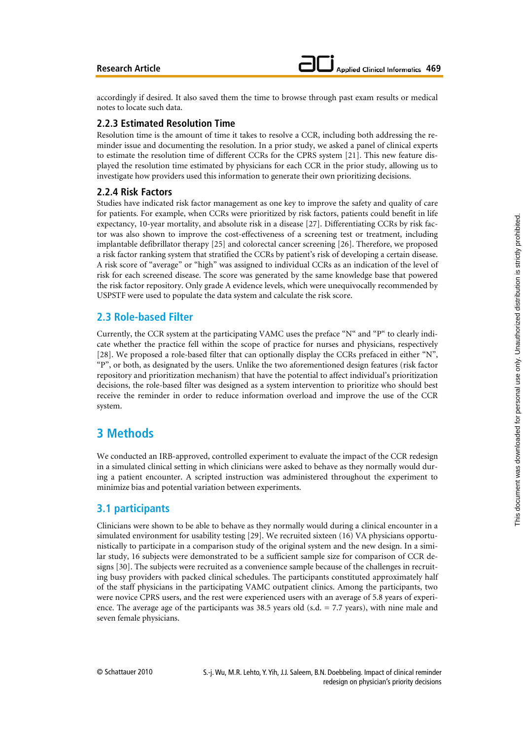accordingly if desired. It also saved them the time to browse through past exam results or medical notes to locate such data.

### 2.2.3 Estimated Resolution Time

Resolution time is the amount of time it takes to resolve a CCR, including both addressing the reminder issue and documenting the resolution. In a prior study, we asked a panel of clinical experts to estimate the resolution time of different CCRs for the CPRS system [21]. This new feature displayed the resolution time estimated by physicians for each CCR in the prior study, allowing us to investigate how providers used this information to generate their own prioritizing decisions.

### 2.2.4 Risk Factors

Studies have indicated risk factor management as one key to improve the safety and quality of care for patients. For example, when CCRs were prioritized by risk factors, patients could benefit in life expectancy, 10-year mortality, and absolute risk in a disease [27]. Differentiating CCRs by risk factor was also shown to improve the cost-effectiveness of a screening test or treatment, including implantable defibrillator therapy [25] and colorectal cancer screening [26]. Therefore, we proposed a risk factor ranking system that stratified the CCRs by patient's risk of developing a certain disease. A risk score of "average" or "high" was assigned to individual CCRs as an indication of the level of risk for each screened disease. The score was generated by the same knowledge base that powered the risk factor repository. Only grade A evidence levels, which were unequivocally recommended by USPSTF were used to populate the data system and calculate the risk score.

## 2.3 Role-based Filter

Currently, the CCR system at the participating VAMC uses the preface "N" and "P" to clearly indicate whether the practice fell within the scope of practice for nurses and physicians, respectively [28]. We proposed a role-based filter that can optionally display the CCRs prefaced in either "N", "P", or both, as designated by the users. Unlike the two aforementioned design features (risk factor repository and prioritization mechanism) that have the potential to affect individual's prioritization decisions, the role-based filter was designed as a system intervention to prioritize who should best receive the reminder in order to reduce information overload and improve the use of the CCR system.

# 3 Methods

We conducted an IRB-approved, controlled experiment to evaluate the impact of the CCR redesign in a simulated clinical setting in which clinicians were asked to behave as they normally would during a patient encounter. A scripted instruction was administered throughout the experiment to minimize bias and potential variation between experiments.

## 3.1 participants

Clinicians were shown to be able to behave as they normally would during a clinical encounter in a simulated environment for usability testing [29]. We recruited sixteen (16) VA physicians opportunistically to participate in a comparison study of the original system and the new design. In a similar study, 16 subjects were demonstrated to be a sufficient sample size for comparison of CCR designs [30]. The subjects were recruited as a convenience sample because of the challenges in recruiting busy providers with packed clinical schedules. The participants constituted approximately half of the staff physicians in the participating VAMC outpatient clinics. Among the participants, two were novice CPRS users, and the rest were experienced users with an average of 5.8 years of experience. The average age of the participants was 38.5 years old (s.d. = 7.7 years), with nine male and seven female physicians.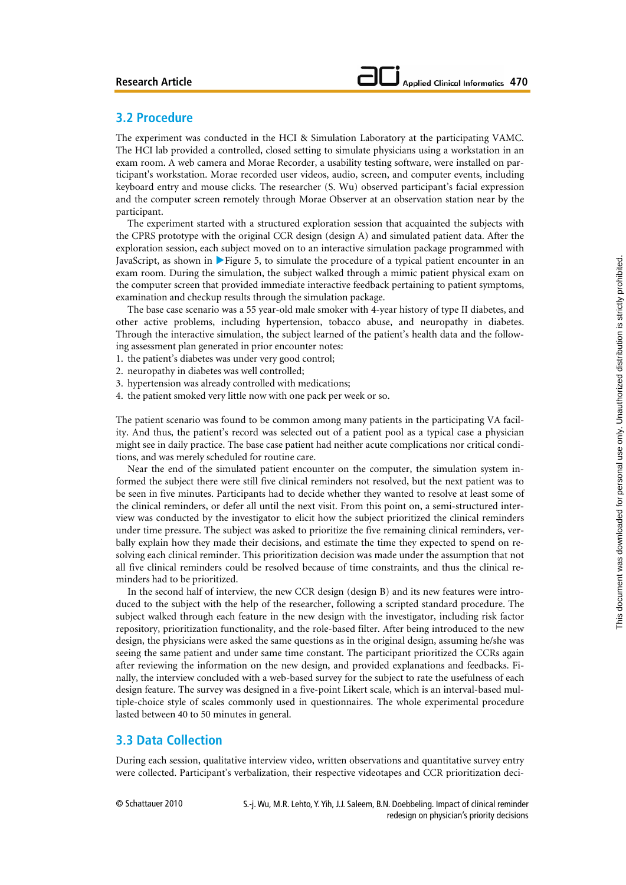## 3.2 Procedure

The experiment was conducted in the HCI & Simulation Laboratory at the participating VAMC. The HCI lab provided a controlled, closed setting to simulate physicians using a workstation in an exam room. A web camera and Morae Recorder, a usability testing software, were installed on participant's workstation. Morae recorded user videos, audio, screen, and computer events, including keyboard entry and mouse clicks. The researcher (S. Wu) observed participant's facial expression and the computer screen remotely through Morae Observer at an observation station near by the participant.

The experiment started with a structured exploration session that acquainted the subjects with the CPRS prototype with the original CCR design (design A) and simulated patient data. After the exploration session, each subject moved on to an interactive simulation package programmed with JavaScript, as shown in ▶Figure 5, to simulate the procedure of a typical patient encounter in an exam room. During the simulation, the subject walked through a mimic patient physical exam on the computer screen that provided immediate interactive feedback pertaining to patient symptoms, examination and checkup results through the simulation package.

The base case scenario was a 55 year-old male smoker with 4-year history of type II diabetes, and other active problems, including hypertension, tobacco abuse, and neuropathy in diabetes. Through the interactive simulation, the subject learned of the patient's health data and the following assessment plan generated in prior encounter notes:

1. the patient's diabetes was under very good control;
2. neuropathy in diabetes was well controlled;
3. hypertension was already controlled with medications;
4. the patient smoked very little now with one pack per week or so.

The patient scenario was found to be common among many patients in the participating VA facility. And thus, the patient's record was selected out of a patient pool as a typical case a physician might see in daily practice. The base case patient had neither acute complications nor critical conditions, and was merely scheduled for routine care.

Near the end of the simulated patient encounter on the computer, the simulation system informed the subject there were still five clinical reminders not resolved, but the next patient was to be seen in five minutes. Participants had to decide whether they wanted to resolve at least some of the clinical reminders, or defer all until the next visit. From this point on, a semi-structured interview was conducted by the investigator to elicit how the subject prioritized the clinical reminders under time pressure. The subject was asked to prioritize the five remaining clinical reminders, verbally explain how they made their decisions, and estimate the time they expected to spend on resolving each clinical reminder. This prioritization decision was made under the assumption that not all five clinical reminders could be resolved because of time constraints, and thus the clinical reminders had to be prioritized.

In the second half of interview, the new CCR design (design B) and its new features were introduced to the subject with the help of the researcher, following a scripted standard procedure. The subject walked through each feature in the new design with the investigator, including risk factor repository, prioritization functionality, and the role-based filter. After being introduced to the new design, the physicians were asked the same questions as in the original design, assuming he/she was seeing the same patient and under same time constant. The participant prioritized the CCRs again after reviewing the information on the new design, and provided explanations and feedbacks. Finally, the interview concluded with a web-based survey for the subject to rate the usefulness of each design feature. The survey was designed in a five-point Likert scale, which is an interval-based multiple-choice style of scales commonly used in questionnaires. The whole experimental procedure lasted between 40 to 50 minutes in general.

## 3.3 Data Collection

During each session, qualitative interview video, written observations and quantitative survey entry were collected. Participant's verbalization, their respective videotapes and CCR prioritization deci-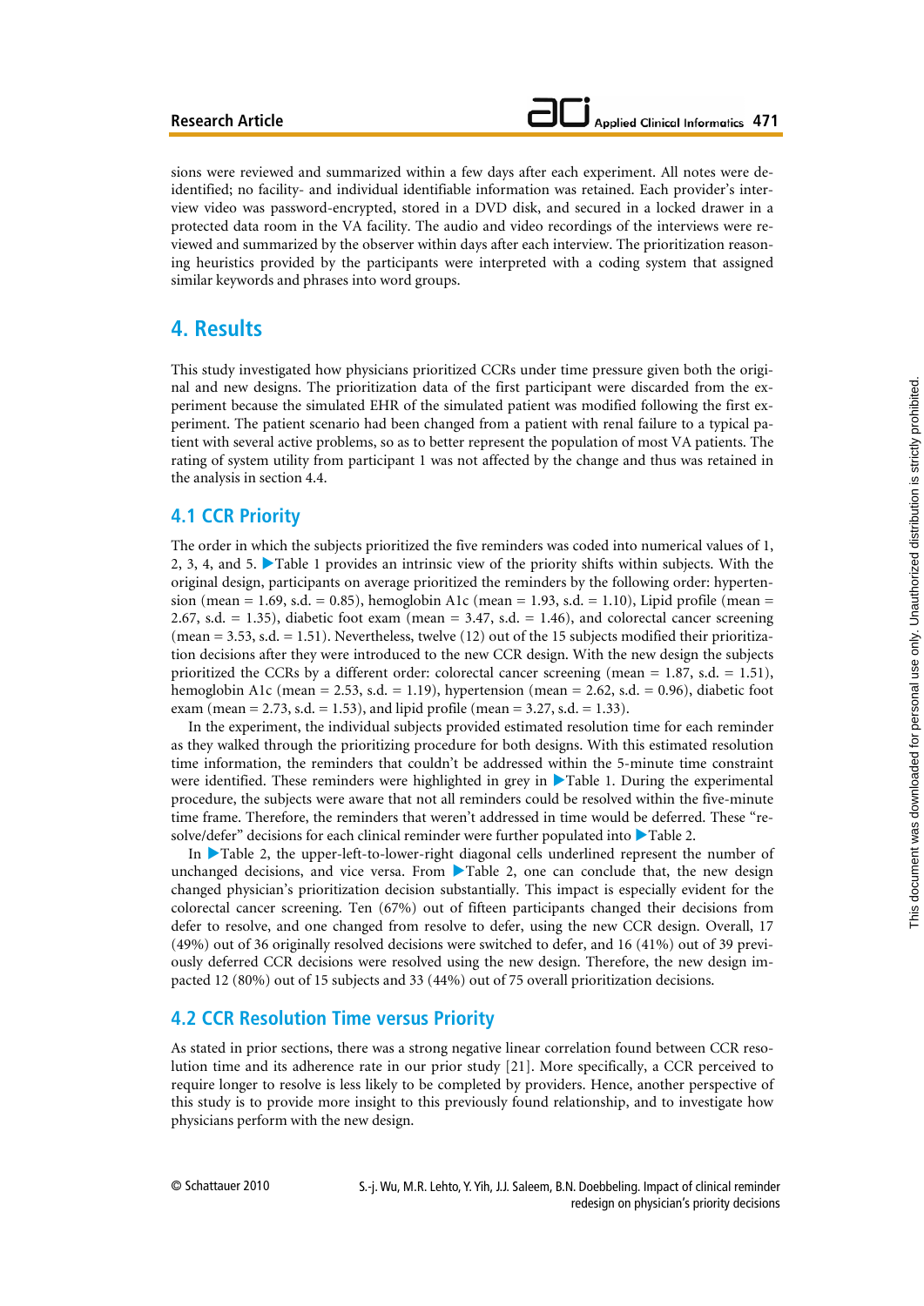sions were reviewed and summarized within a few days after each experiment. All notes were de-identified; no facility- and individual identifiable information was retained. Each provider's interview video was password-encrypted, stored in a DVD disk, and secured in a locked drawer in a protected data room in the VA facility. The audio and video recordings of the interviews were reviewed and summarized by the observer within days after each interview. The prioritization reasoning heuristics provided by the participants were interpreted with a coding system that assigned similar keywords and phrases into word groups.

## 4. Results

This study investigated how physicians prioritized CCRs under time pressure given both the original and new designs. The prioritization data of the first participant were discarded from the experiment because the simulated EHR of the simulated patient was modified following the first experiment. The patient scenario had been changed from a patient with renal failure to a typical patient with several active problems, so as to better represent the population of most VA patients. The rating of system utility from participant 1 was not affected by the change and thus was retained in the analysis in section 4.4.

### 4.1 CCR Priority

The order in which the subjects prioritized the five reminders was coded into numerical values of 1, 2, 3, 4, and 5. ▶Table 1 provides an intrinsic view of the priority shifts within subjects. With the original design, participants on average prioritized the reminders by the following order: hypertension (mean = 1.69, s.d. = 0.85), hemoglobin A1c (mean = 1.93, s.d. = 1.10), Lipid profile (mean = 2.67, s.d. = 1.35), diabetic foot exam (mean = 3.47, s.d. = 1.46), and colorectal cancer screening (mean = 3.53, s.d. = 1.51). Nevertheless, twelve (12) out of the 15 subjects modified their prioritization decisions after they were introduced to the new CCR design. With the new design the subjects prioritized the CCRs by a different order: colorectal cancer screening (mean = 1.87, s.d. = 1.51), hemoglobin A1c (mean = 2.53, s.d. = 1.19), hypertension (mean = 2.62, s.d. = 0.96), diabetic foot exam (mean = 2.73, s.d. = 1.53), and lipid profile (mean = 3.27, s.d. = 1.33).

In the experiment, the individual subjects provided estimated resolution time for each reminder as they walked through the prioritizing procedure for both designs. With this estimated resolution time information, the reminders that couldn't be addressed within the 5-minute time constraint were identified. These reminders were highlighted in grey in ▶Table 1. During the experimental procedure, the subjects were aware that not all reminders could be resolved within the five-minute time frame. Therefore, the reminders that weren't addressed in time would be deferred. These "resolve/defer" decisions for each clinical reminder were further populated into ▶Table 2.

In ▶Table 2, the upper-left-to-lower-right diagonal cells underlined represent the number of unchanged decisions, and vice versa. From ▶Table 2, one can conclude that, the new design changed physician's prioritization decision substantially. This impact is especially evident for the colorectal cancer screening. Ten (67%) out of fifteen participants changed their decisions from defer to resolve, and one changed from resolve to defer, using the new CCR design. Overall, 17 (49%) out of 36 originally resolved decisions were switched to defer, and 16 (41%) out of 39 previously deferred CCR decisions were resolved using the new design. Therefore, the new design impacted 12 (80%) out of 15 subjects and 33 (44%) out of 75 overall prioritization decisions.

### 4.2 CCR Resolution Time versus Priority

As stated in prior sections, there was a strong negative linear correlation found between CCR resolution time and its adherence rate in our prior study [21]. More specifically, a CCR perceived to require longer to resolve is less likely to be completed by providers. Hence, another perspective of this study is to provide more insight to this previously found relationship, and to investigate how physicians perform with the new design.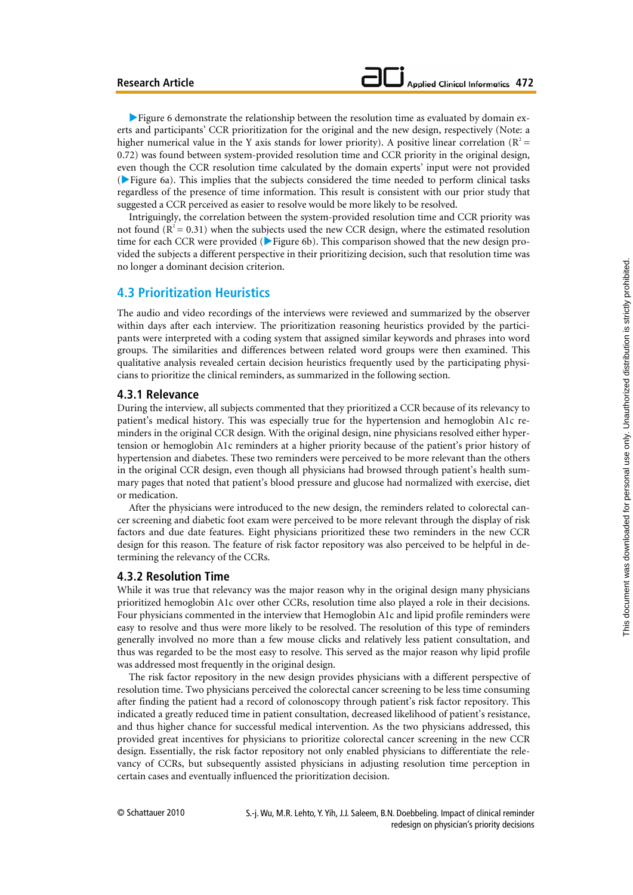▶Figure 6 demonstrate the relationship between the resolution time as evaluated by domain experts and participants' CCR prioritization for the original and the new design, respectively (Note: a higher numerical value in the Y axis stands for lower priority). A positive linear correlation ($R^2 = 0.72$) was found between system-provided resolution time and CCR priority in the original design, even though the CCR resolution time calculated by the domain experts' input were not provided (▶Figure 6a). This implies that the subjects considered the time needed to perform clinical tasks regardless of the presence of time information. This result is consistent with our prior study that suggested a CCR perceived as easier to resolve would be more likely to be resolved.

Intriguingly, the correlation between the system-provided resolution time and CCR priority was not found ($R^2 = 0.31$) when the subjects used the new CCR design, where the estimated resolution time for each CCR were provided (▶Figure 6b). This comparison showed that the new design provided the subjects a different perspective in their prioritizing decision, such that resolution time was no longer a dominant decision criterion.

## 4.3 Prioritization Heuristics

The audio and video recordings of the interviews were reviewed and summarized by the observer within days after each interview. The prioritization reasoning heuristics provided by the participants were interpreted with a coding system that assigned similar keywords and phrases into word groups. The similarities and differences between related word groups were then examined. This qualitative analysis revealed certain decision heuristics frequently used by the participating physicians to prioritize the clinical reminders, as summarized in the following section.

### 4.3.1 Relevance

During the interview, all subjects commented that they prioritized a CCR because of its relevancy to patient's medical history. This was especially true for the hypertension and hemoglobin A1c reminders in the original CCR design. With the original design, nine physicians resolved either hypertension or hemoglobin A1c reminders at a higher priority because of the patient's prior history of hypertension and diabetes. These two reminders were perceived to be more relevant than the others in the original CCR design, even though all physicians had browsed through patient's health summary pages that noted that patient's blood pressure and glucose had normalized with exercise, diet or medication.

After the physicians were introduced to the new design, the reminders related to colorectal cancer screening and diabetic foot exam were perceived to be more relevant through the display of risk factors and due date features. Eight physicians prioritized these two reminders in the new CCR design for this reason. The feature of risk factor repository was also perceived to be helpful in determining the relevancy of the CCRs.

### 4.3.2 Resolution Time

While it was true that relevancy was the major reason why in the original design many physicians prioritized hemoglobin A1c over other CCRs, resolution time also played a role in their decisions. Four physicians commented in the interview that Hemoglobin A1c and lipid profile reminders were easy to resolve and thus were more likely to be resolved. The resolution of this type of reminders generally involved no more than a few mouse clicks and relatively less patient consultation, and thus was regarded to be the most easy to resolve. This served as the major reason why lipid profile was addressed most frequently in the original design.

The risk factor repository in the new design provides physicians with a different perspective of resolution time. Two physicians perceived the colorectal cancer screening to be less time consuming after finding the patient had a record of colonoscopy through patient's risk factor repository. This indicated a greatly reduced time in patient consultation, decreased likelihood of patient's resistance, and thus higher chance for successful medical intervention. As the two physicians addressed, this provided great incentives for physicians to prioritize colorectal cancer screening in the new CCR design. Essentially, the risk factor repository not only enabled physicians to differentiate the relevancy of CCRs, but subsequently assisted physicians in adjusting resolution time perception in certain cases and eventually influenced the prioritization decision.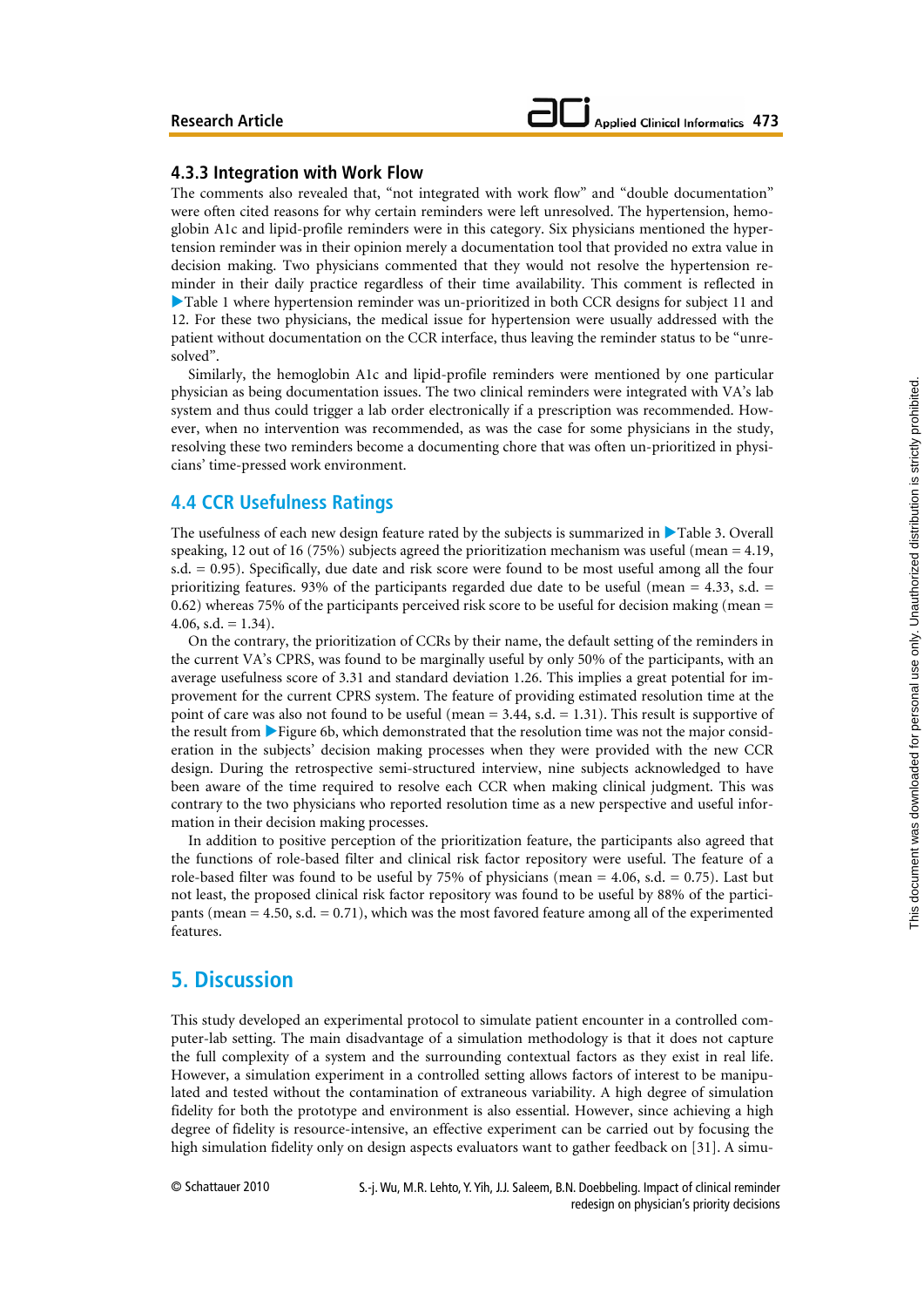### 4.3.3 Integration with Work Flow

The comments also revealed that, "not integrated with work flow" and "double documentation" were often cited reasons for why certain reminders were left unresolved. The hypertension, hemoglobin A1c and lipid-profile reminders were in this category. Six physicians mentioned the hypertension reminder was in their opinion merely a documentation tool that provided no extra value in decision making. Two physicians commented that they would not resolve the hypertension reminder in their daily practice regardless of their time availability. This comment is reflected in ▶Table 1 where hypertension reminder was un-prioritized in both CCR designs for subject 11 and 12. For these two physicians, the medical issue for hypertension were usually addressed with the patient without documentation on the CCR interface, thus leaving the reminder status to be "unresolved".

Similarly, the hemoglobin A1c and lipid-profile reminders were mentioned by one particular physician as being documentation issues. The two clinical reminders were integrated with VA's lab system and thus could trigger a lab order electronically if a prescription was recommended. However, when no intervention was recommended, as was the case for some physicians in the study, resolving these two reminders become a documenting chore that was often un-prioritized in physicians' time-pressed work environment.

## 4.4 CCR Usefulness Ratings

The usefulness of each new design feature rated by the subjects is summarized in ▶Table 3. Overall speaking, 12 out of 16 (75%) subjects agreed the prioritization mechanism was useful (mean = 4.19, s.d. = 0.95). Specifically, due date and risk score were found to be most useful among all the four prioritizing features. 93% of the participants regarded due date to be useful (mean = 4.33, s.d. = 0.62) whereas 75% of the participants perceived risk score to be useful for decision making (mean = 4.06, s.d. = 1.34).

On the contrary, the prioritization of CCRs by their name, the default setting of the reminders in the current VA's CPRS, was found to be marginally useful by only 50% of the participants, with an average usefulness score of 3.31 and standard deviation 1.26. This implies a great potential for improvement for the current CPRS system. The feature of providing estimated resolution time at the point of care was also not found to be useful (mean = 3.44, s.d. = 1.31). This result is supportive of the result from ▶Figure 6b, which demonstrated that the resolution time was not the major consideration in the subjects' decision making processes when they were provided with the new CCR design. During the retrospective semi-structured interview, nine subjects acknowledged to have been aware of the time required to resolve each CCR when making clinical judgment. This was contrary to the two physicians who reported resolution time as a new perspective and useful information in their decision making processes.

In addition to positive perception of the prioritization feature, the participants also agreed that the functions of role-based filter and clinical risk factor repository were useful. The feature of a role-based filter was found to be useful by 75% of physicians (mean = 4.06, s.d. = 0.75). Last but not least, the proposed clinical risk factor repository was found to be useful by 88% of the participants (mean = 4.50, s.d. = 0.71), which was the most favored feature among all of the experimented features.

# 5. Discussion

This study developed an experimental protocol to simulate patient encounter in a controlled computer-lab setting. The main disadvantage of a simulation methodology is that it does not capture the full complexity of a system and the surrounding contextual factors as they exist in real life. However, a simulation experiment in a controlled setting allows factors of interest to be manipulated and tested without the contamination of extraneous variability. A high degree of simulation fidelity for both the prototype and environment is also essential. However, since achieving a high degree of fidelity is resource-intensive, an effective experiment can be carried out by focusing the high simulation fidelity only on design aspects evaluators want to gather feedback on [31]. A simu-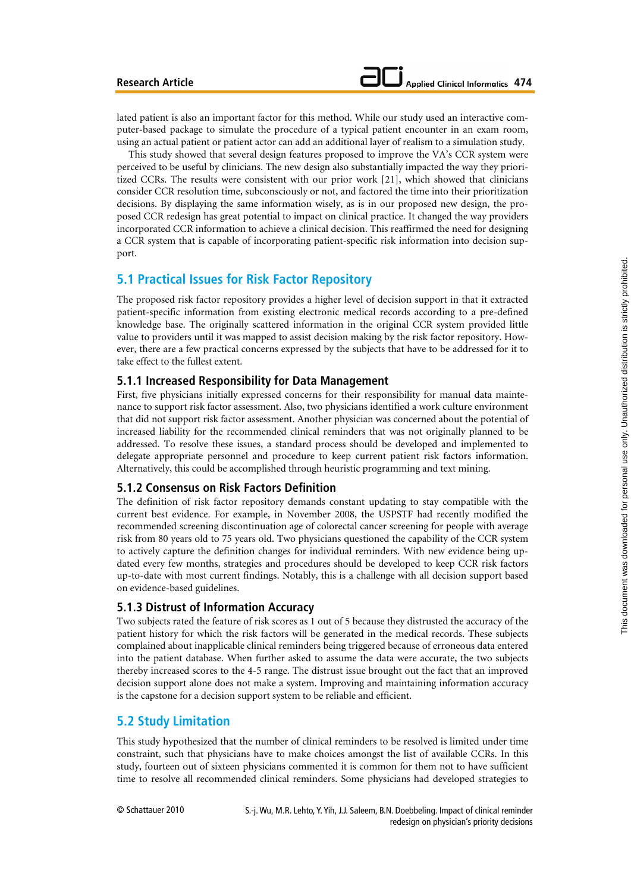lated patient is also an important factor for this method. While our study used an interactive computer-based package to simulate the procedure of a typical patient encounter in an exam room, using an actual patient or patient actor can add an additional layer of realism to a simulation study.

This study showed that several design features proposed to improve the VA's CCR system were perceived to be useful by clinicians. The new design also substantially impacted the way they prioritized CCRs. The results were consistent with our prior work [21], which showed that clinicians consider CCR resolution time, subconsciously or not, and factored the time into their prioritization decisions. By displaying the same information wisely, as is in our proposed new design, the proposed CCR redesign has great potential to impact on clinical practice. It changed the way providers incorporated CCR information to achieve a clinical decision. This reaffirmed the need for designing a CCR system that is capable of incorporating patient-specific risk information into decision support.

## 5.1 Practical Issues for Risk Factor Repository

The proposed risk factor repository provides a higher level of decision support in that it extracted patient-specific information from existing electronic medical records according to a pre-defined knowledge base. The originally scattered information in the original CCR system provided little value to providers until it was mapped to assist decision making by the risk factor repository. However, there are a few practical concerns expressed by the subjects that have to be addressed for it to take effect to the fullest extent.

### 5.1.1 Increased Responsibility for Data Management

First, five physicians initially expressed concerns for their responsibility for manual data maintenance to support risk factor assessment. Also, two physicians identified a work culture environment that did not support risk factor assessment. Another physician was concerned about the potential of increased liability for the recommended clinical reminders that was not originally planned to be addressed. To resolve these issues, a standard process should be developed and implemented to delegate appropriate personnel and procedure to keep current patient risk factors information. Alternatively, this could be accomplished through heuristic programming and text mining.

### 5.1.2 Consensus on Risk Factors Definition

The definition of risk factor repository demands constant updating to stay compatible with the current best evidence. For example, in November 2008, the USPSTF had recently modified the recommended screening discontinuation age of colorectal cancer screening for people with average risk from 80 years old to 75 years old. Two physicians questioned the capability of the CCR system to actively capture the definition changes for individual reminders. With new evidence being updated every few months, strategies and procedures should be developed to keep CCR risk factors up-to-date with most current findings. Notably, this is a challenge with all decision support based on evidence-based guidelines.

### 5.1.3 Distrust of Information Accuracy

Two subjects rated the feature of risk scores as 1 out of 5 because they distrusted the accuracy of the patient history for which the risk factors will be generated in the medical records. These subjects complained about inapplicable clinical reminders being triggered because of erroneous data entered into the patient database. When further asked to assume the data were accurate, the two subjects thereby increased scores to the 4-5 range. The distrust issue brought out the fact that an improved decision support alone does not make a system. Improving and maintaining information accuracy is the capstone for a decision support system to be reliable and efficient.

## 5.2 Study Limitation

This study hypothesized that the number of clinical reminders to be resolved is limited under time constraint, such that physicians have to make choices amongst the list of available CCRs. In this study, fourteen out of sixteen physicians commented it is common for them not to have sufficient time to resolve all recommended clinical reminders. Some physicians had developed strategies to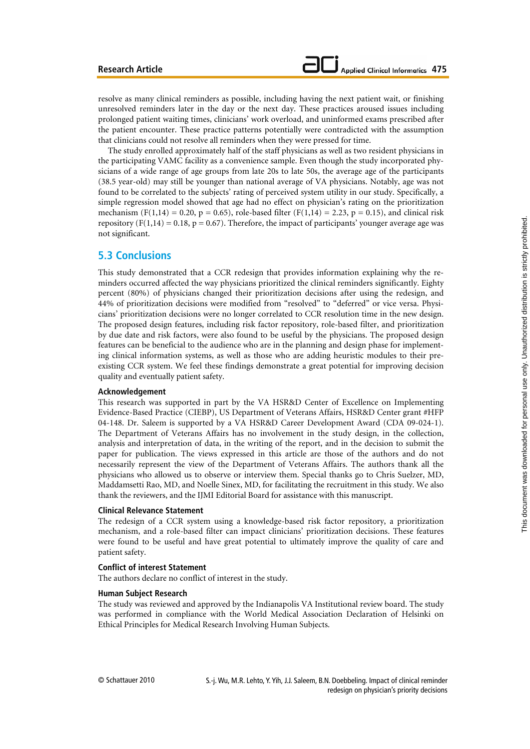resolve as many clinical reminders as possible, including having the next patient wait, or finishing unresolved reminders later in the day or the next day. These practices aroused issues including prolonged patient waiting times, clinicians' work overload, and uninformed exams prescribed after the patient encounter. These practice patterns potentially were contradicted with the assumption that clinicians could not resolve all reminders when they were pressed for time.

The study enrolled approximately half of the staff physicians as well as two resident physicians in the participating VAMC facility as a convenience sample. Even though the study incorporated physicians of a wide range of age groups from late 20s to late 50s, the average age of the participants (38.5 year-old) may still be younger than national average of VA physicians. Notably, age was not found to be correlated to the subjects' rating of perceived system utility in our study. Specifically, a simple regression model showed that age had no effect on physician's rating on the prioritization mechanism ($F(1,14) = 0.20$, $p = 0.65$), role-based filter ($F(1,14) = 2.23$, $p = 0.15$), and clinical risk repository ($F(1,14) = 0.18$, $p = 0.67$). Therefore, the impact of participants' younger average age was not significant.

## 5.3 Conclusions

This study demonstrated that a CCR redesign that provides information explaining why the reminders occurred affected the way physicians prioritized the clinical reminders significantly. Eighty percent (80%) of physicians changed their prioritization decisions after using the redesign, and 44% of prioritization decisions were modified from "resolved" to "deferred" or vice versa. Physicians' prioritization decisions were no longer correlated to CCR resolution time in the new design. The proposed design features, including risk factor repository, role-based filter, and prioritization by due date and risk factors, were also found to be useful by the physicians. The proposed design features can be beneficial to the audience who are in the planning and design phase for implementing clinical information systems, as well as those who are adding heuristic modules to their preexisting CCR system. We feel these findings demonstrate a great potential for improving decision quality and eventually patient safety.

### Acknowledgement

This research was supported in part by the VA HSR&D Center of Excellence on Implementing Evidence-Based Practice (CIEBP), US Department of Veterans Affairs, HSR&D Center grant #HFP 04-148. Dr. Saleem is supported by a VA HSR&D Career Development Award (CDA 09-024-1). The Department of Veterans Affairs has no involvement in the study design, in the collection, analysis and interpretation of data, in the writing of the report, and in the decision to submit the paper for publication. The views expressed in this article are those of the authors and do not necessarily represent the view of the Department of Veterans Affairs. The authors thank all the physicians who allowed us to observe or interview them. Special thanks go to Chris Suelzer, MD, Maddamsetti Rao, MD, and Noelle Sinex, MD, for facilitating the recruitment in this study. We also thank the reviewers, and the IJMI Editorial Board for assistance with this manuscript.

### Clinical Relevance Statement

The redesign of a CCR system using a knowledge-based risk factor repository, a prioritization mechanism, and a role-based filter can impact clinicians' prioritization decisions. These features were found to be useful and have great potential to ultimately improve the quality of care and patient safety.

### Conflict of interest Statement

The authors declare no conflict of interest in the study.

### Human Subject Research

The study was reviewed and approved by the Indianapolis VA Institutional review board. The study was performed in compliance with the World Medical Association Declaration of Helsinki on Ethical Principles for Medical Research Involving Human Subjects.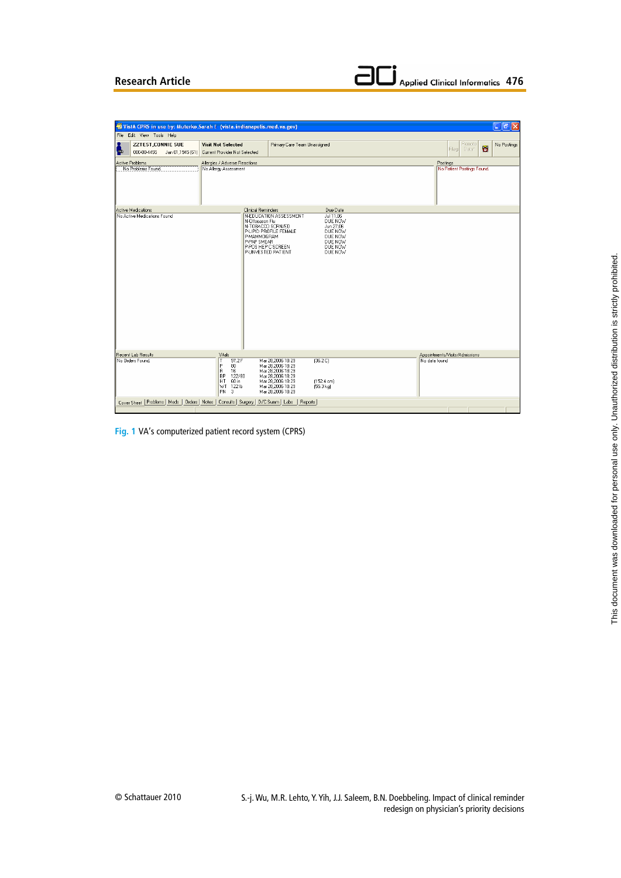Fig. 1 VA's computerized patient record system (CPRS)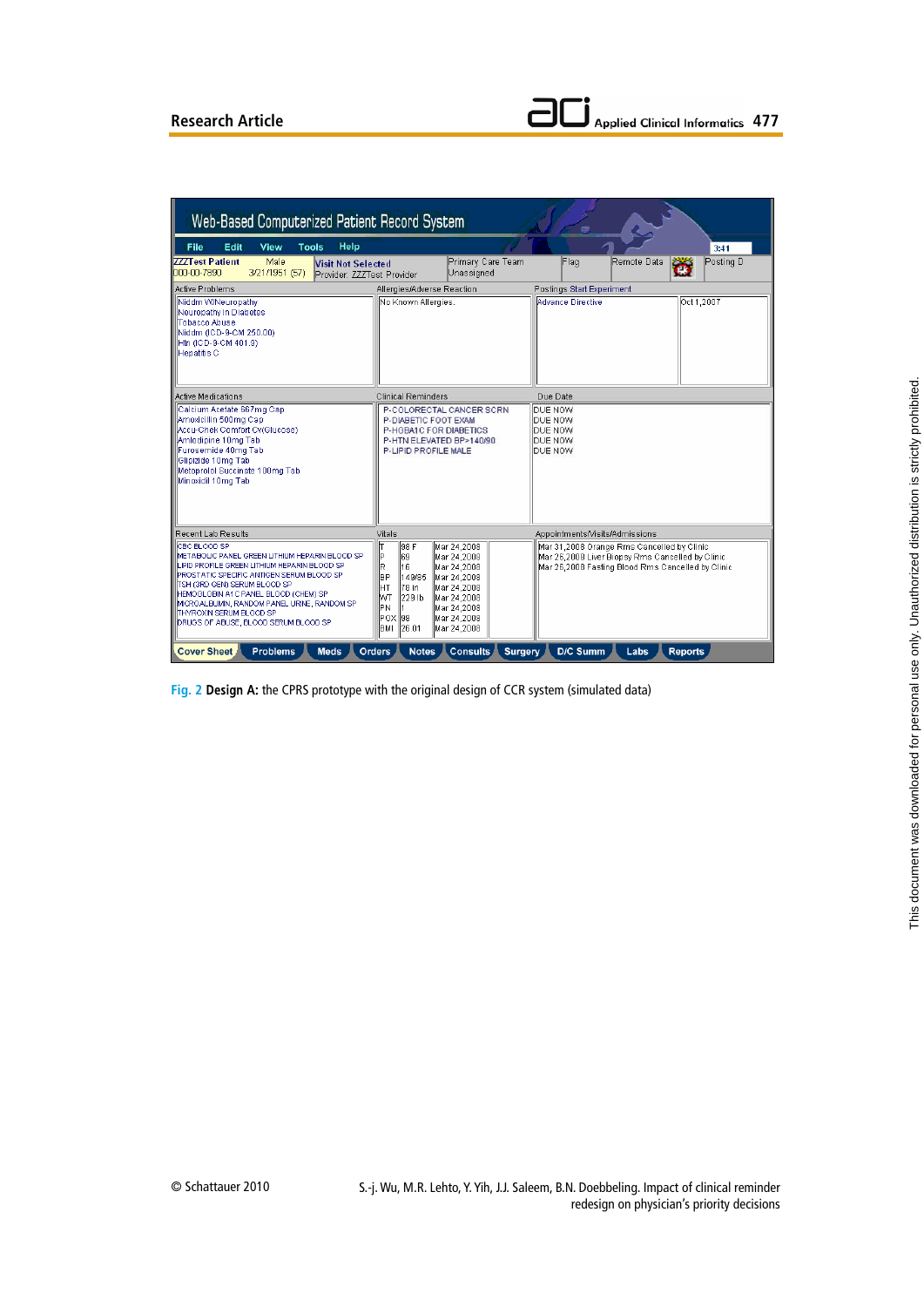Fig. 2 **Design A:** the CPRS prototype with the original design of CCR system (simulated data)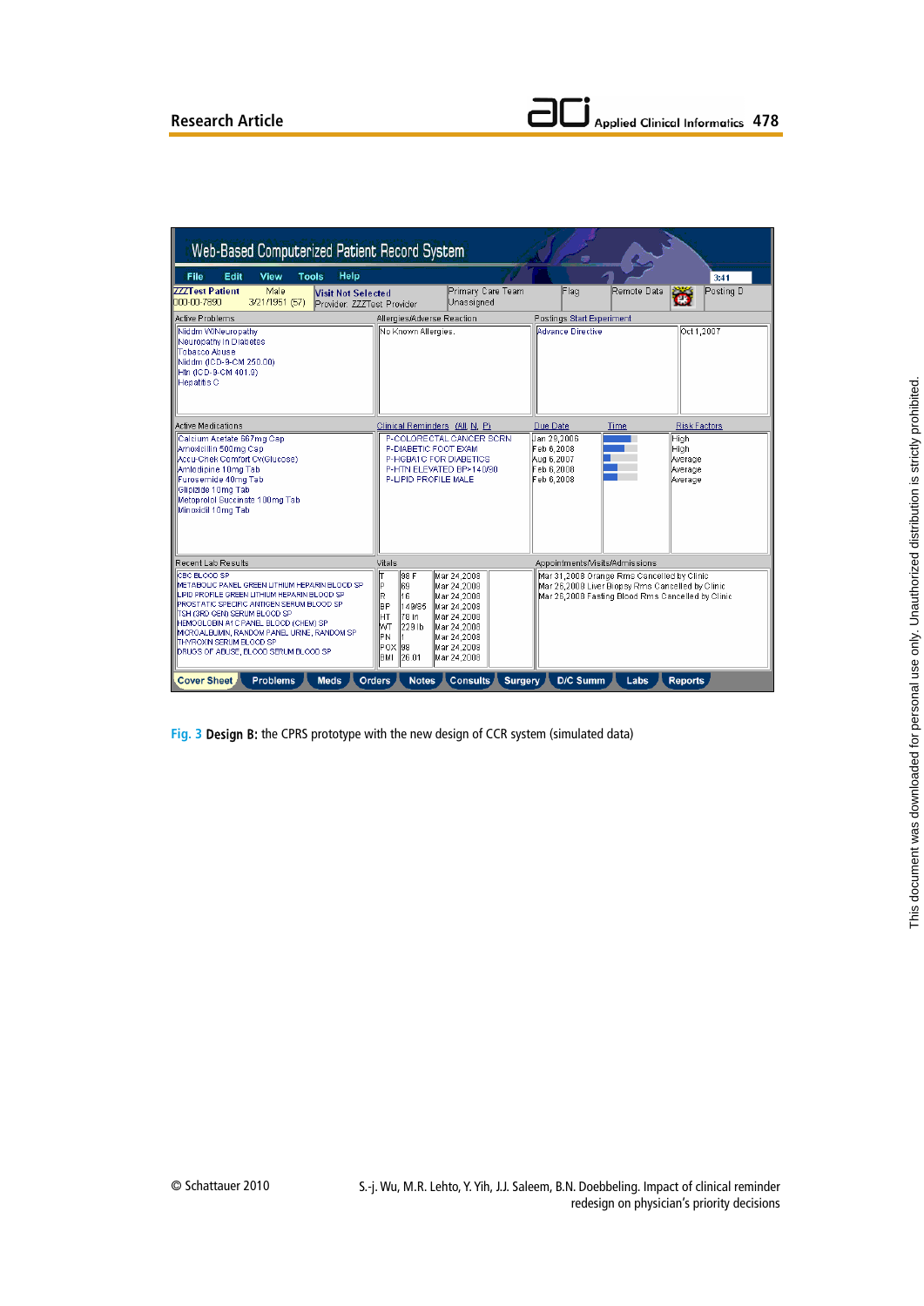Fig. 3 **Design B:** the CPRS prototype with the new design of CCR system (simulated data)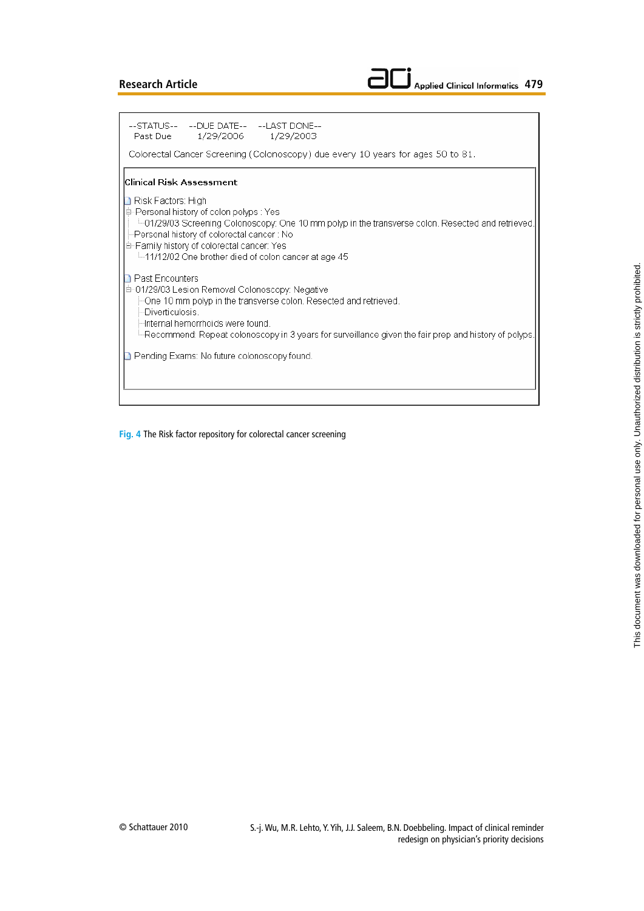```
--STATUS--    --DUE DATE--    --LAST DONE--
 Past Due      1/29/2006       1/29/2003

Colorectal Cancer Screening (Colonoscopy) due every 10 years for ages 50 to 81.

Clinical Risk Assessment

Risk Factors: High
 Personal history of colon polyps : Yes
   01/29/03 Screening Colonoscopy: One 10 mm polyp in the transverse colon. Resected and retrieved.
 Personal history of colorectal cancer : No
 Family history of colorectal cancer: Yes
   11/12/02 One brother died of colon cancer at age 45

Past Encounters
 01/29/03 Lesion Removal Colonoscopy: Negative
   One 10 mm polyp in the transverse colon. Resected and retrieved.
   Diverticulosis.
   Internal hemorrhoids were found.
   Recommend: Repeat colonoscopy in 3 years for surveillance given the fair prep and history of polyps.

Pending Exams: No future colonoscopy found.
```

**Fig. 4** The Risk factor repository for colorectal cancer screening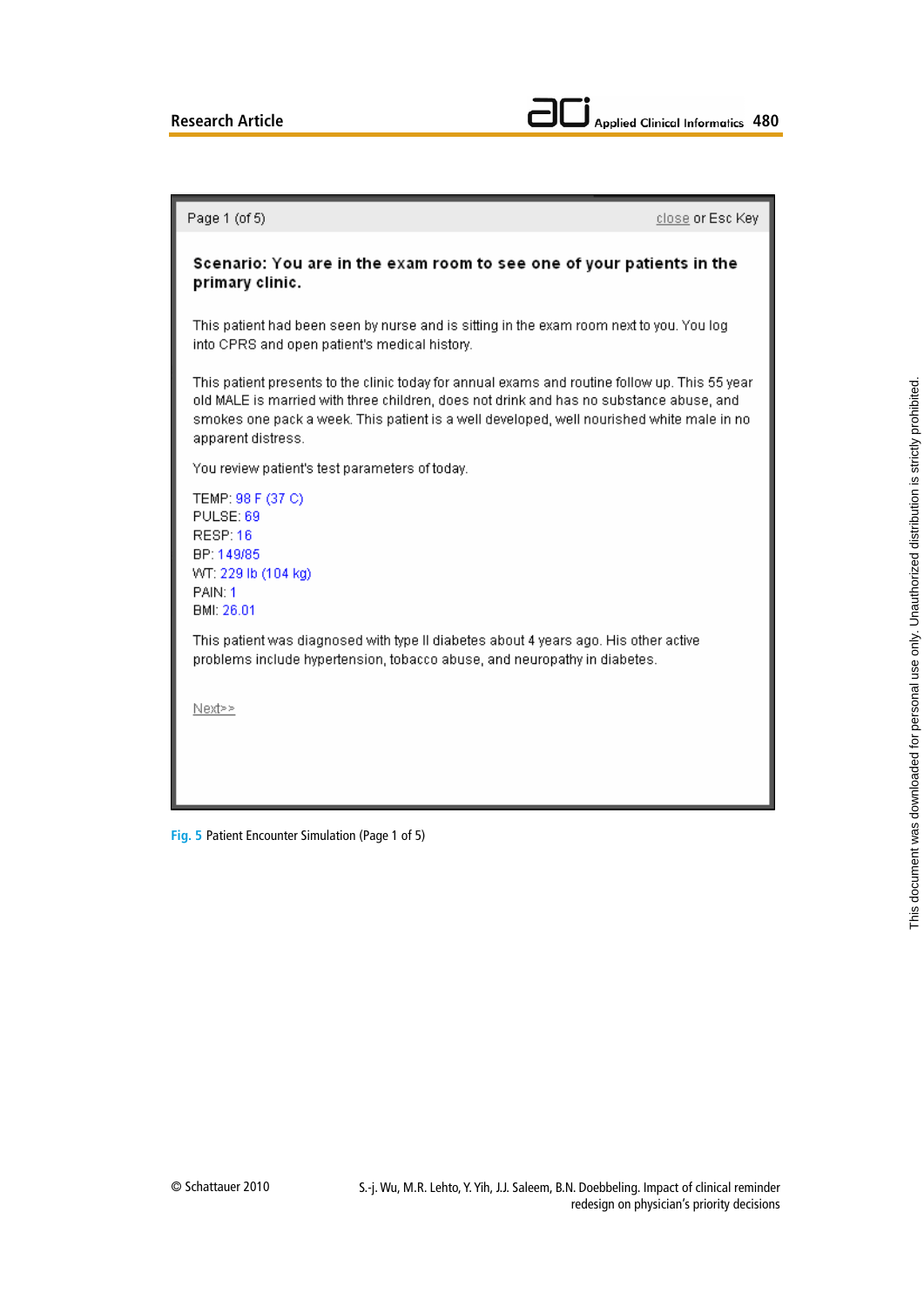Page 1 (of 5)   close or Esc Key

**Scenario: You are in the exam room to see one of your patients in the primary clinic.**

This patient had been seen by nurse and is sitting in the exam room next to you. You log into CPRS and open patient's medical history.

This patient presents to the clinic today for annual exams and routine follow up. This 55 year old MALE is married with three children, does not drink and has no substance abuse, and smokes one pack a week. This patient is a well developed, well nourished white male in no apparent distress.

You review patient's test parameters of today.

TEMP: 98 F (37 C)
PULSE: 69
RESP: 16
BP: 149/85
WT: 229 lb (104 kg)
PAIN: 1
BMI: 26.01

This patient was diagnosed with type II diabetes about 4 years ago. His other active problems include hypertension, tobacco abuse, and neuropathy in diabetes.

Next>>

Fig. 5 Patient Encounter Simulation (Page 1 of 5)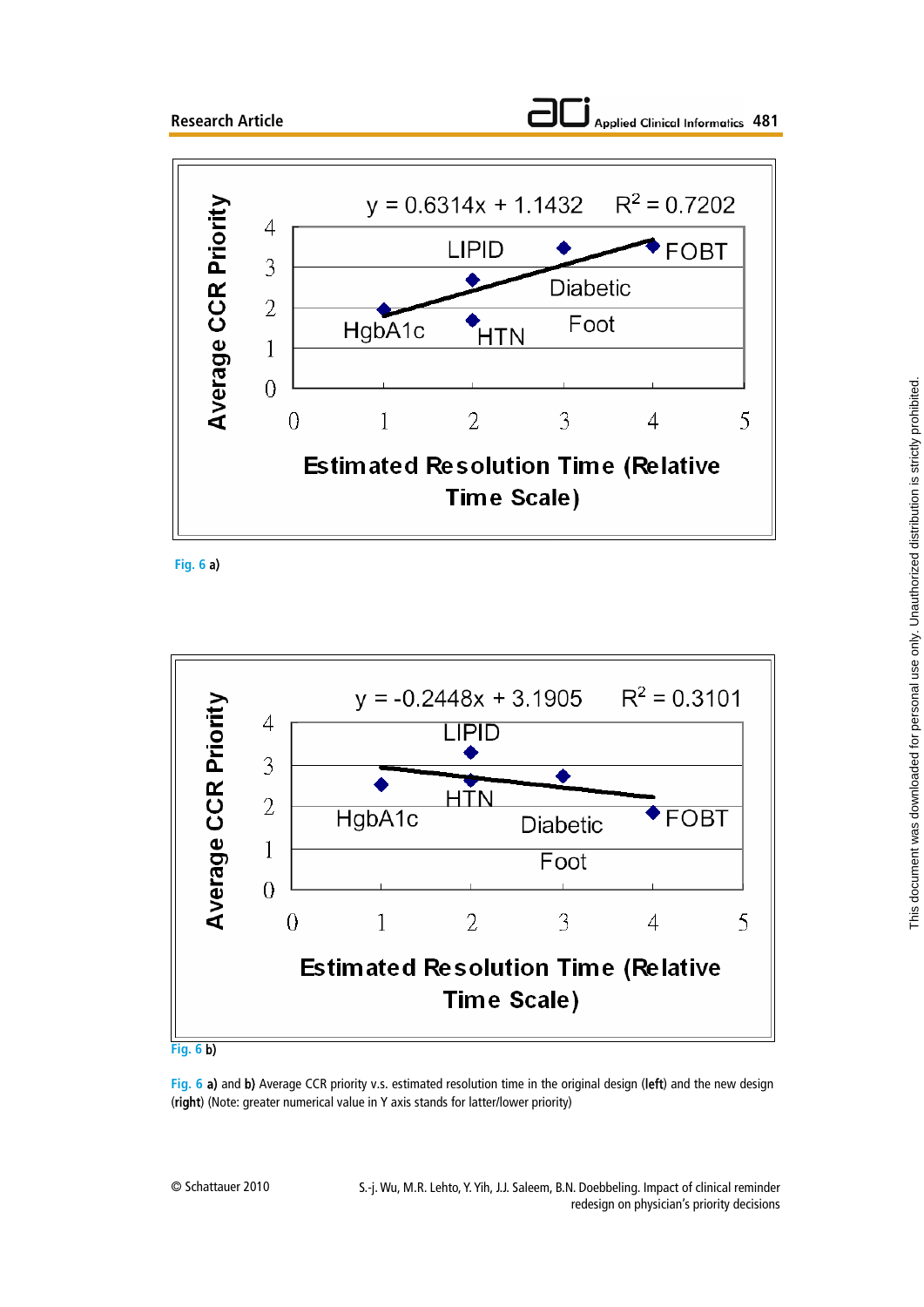y = 0.6314x + 1.1432    $R^2$ = 0.7202

Average CCR Priority

Estimated Resolution Time (Relative Time Scale)

LIPID, FOBT, Diabetic Foot, HgbA1c, HTN

Fig. 6 a)

y = -0.2448x + 3.1905    $R^2$ = 0.3101

Average CCR Priority

Estimated Resolution Time (Relative Time Scale)

LIPID, HTN, HgbA1c, Diabetic Foot, FOBT

Fig. 6 b)

**Fig. 6 a)** and **b)** Average CCR priority v.s. estimated resolution time in the original design (**left**) and the new design (**right**) (Note: greater numerical value in Y axis stands for latter/lower priority)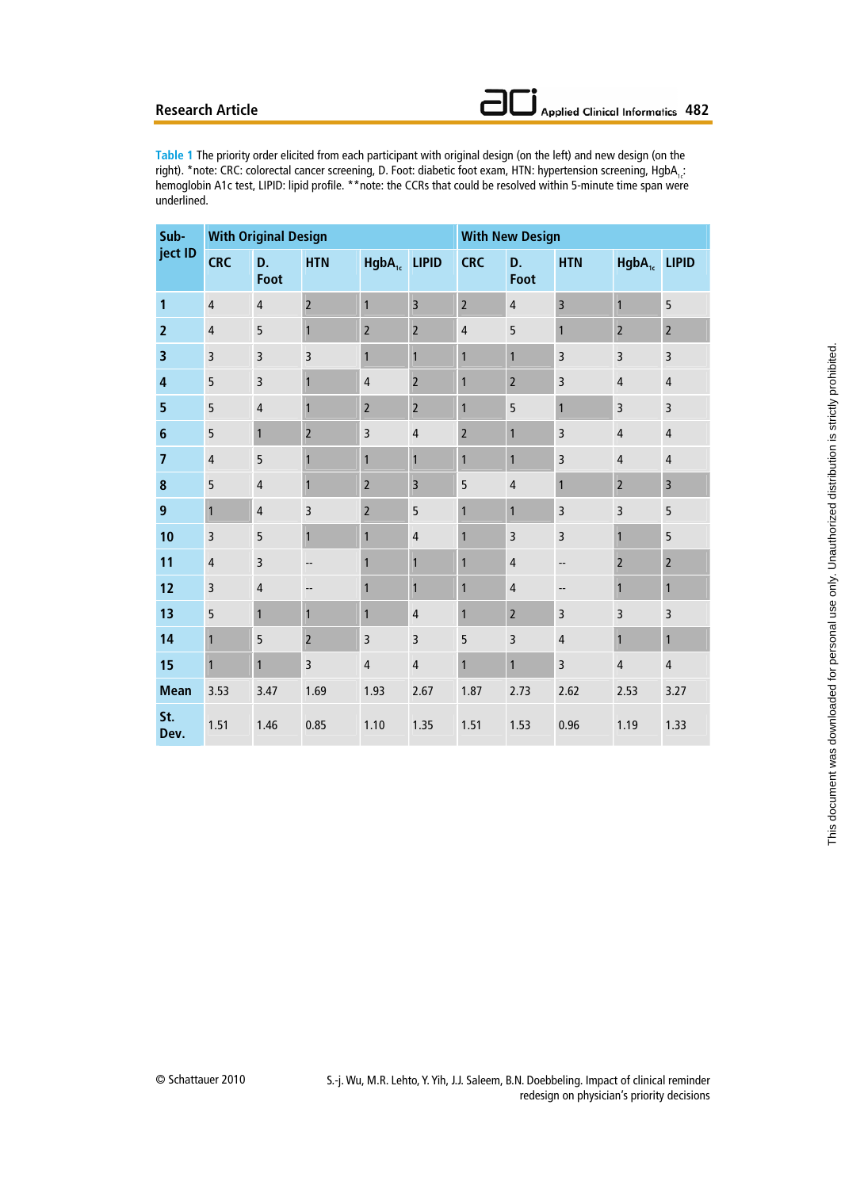**Table 1** The priority order elicited from each participant with original design (on the left) and new design (on the right). *note: CRC: colorectal cancer screening, D. Foot: diabetic foot exam, HTN: hypertension screening, $HgbA_{1c}$: hemoglobin A1c test, LIPID: lipid profile. **note: the CCRs that could be resolved within 5-minute time span were underlined.

| Subject ID | With Original Design | | | | | With New Design | | | | |
|---|---|---|---|---|---|---|---|---|---|---|
| | CRC | D. Foot | HTN | $HgbA_{1c}$ | LIPID | CRC | D. Foot | HTN | $HgbA_{1c}$ | LIPID |
| **1** | 4 | 4 | 2 | 1 | 3 | 2 | 4 | 3 | 1 | 5 |
| **2** | 4 | 5 | 1 | 2 | 2 | 4 | 5 | 1 | 2 | 2 |
| **3** | 3 | 3 | 3 | 1 | 1 | 1 | 1 | 3 | 3 | 3 |
| **4** | 5 | 3 | 1 | 4 | 2 | 1 | 2 | 3 | 4 | 4 |
| **5** | 5 | 4 | 1 | 2 | 2 | 1 | 5 | 1 | 3 | 3 |
| **6** | 5 | 1 | 2 | 3 | 4 | 2 | 1 | 3 | 4 | 4 |
| **7** | 4 | 5 | 1 | 1 | 1 | 1 | 1 | 3 | 4 | 4 |
| **8** | 5 | 4 | 1 | 2 | 3 | 5 | 4 | 1 | 2 | 3 |
| **9** | 1 | 4 | 3 | 2 | 5 | 1 | 1 | 3 | 3 | 5 |
| **10** | 3 | 5 | 1 | 1 | 4 | 1 | 3 | 3 | 1 | 5 |
| **11** | 4 | 3 | -- | 1 | 1 | 1 | 4 | -- | 2 | 2 |
| **12** | 3 | 4 | -- | 1 | 1 | 1 | 4 | -- | 1 | 1 |
| **13** | 5 | 1 | 1 | 1 | 4 | 1 | 2 | 3 | 3 | 3 |
| **14** | 1 | 5 | 2 | 3 | 3 | 5 | 3 | 4 | 1 | 1 |
| **15** | 1 | 1 | 3 | 4 | 4 | 1 | 1 | 3 | 4 | 4 |
| **Mean** | 3.53 | 3.47 | 1.69 | 1.93 | 2.67 | 1.87 | 2.73 | 2.62 | 2.53 | 3.27 |
| **St. Dev.** | 1.51 | 1.46 | 0.85 | 1.10 | 1.35 | 1.51 | 1.53 | 0.96 | 1.19 | 1.33 |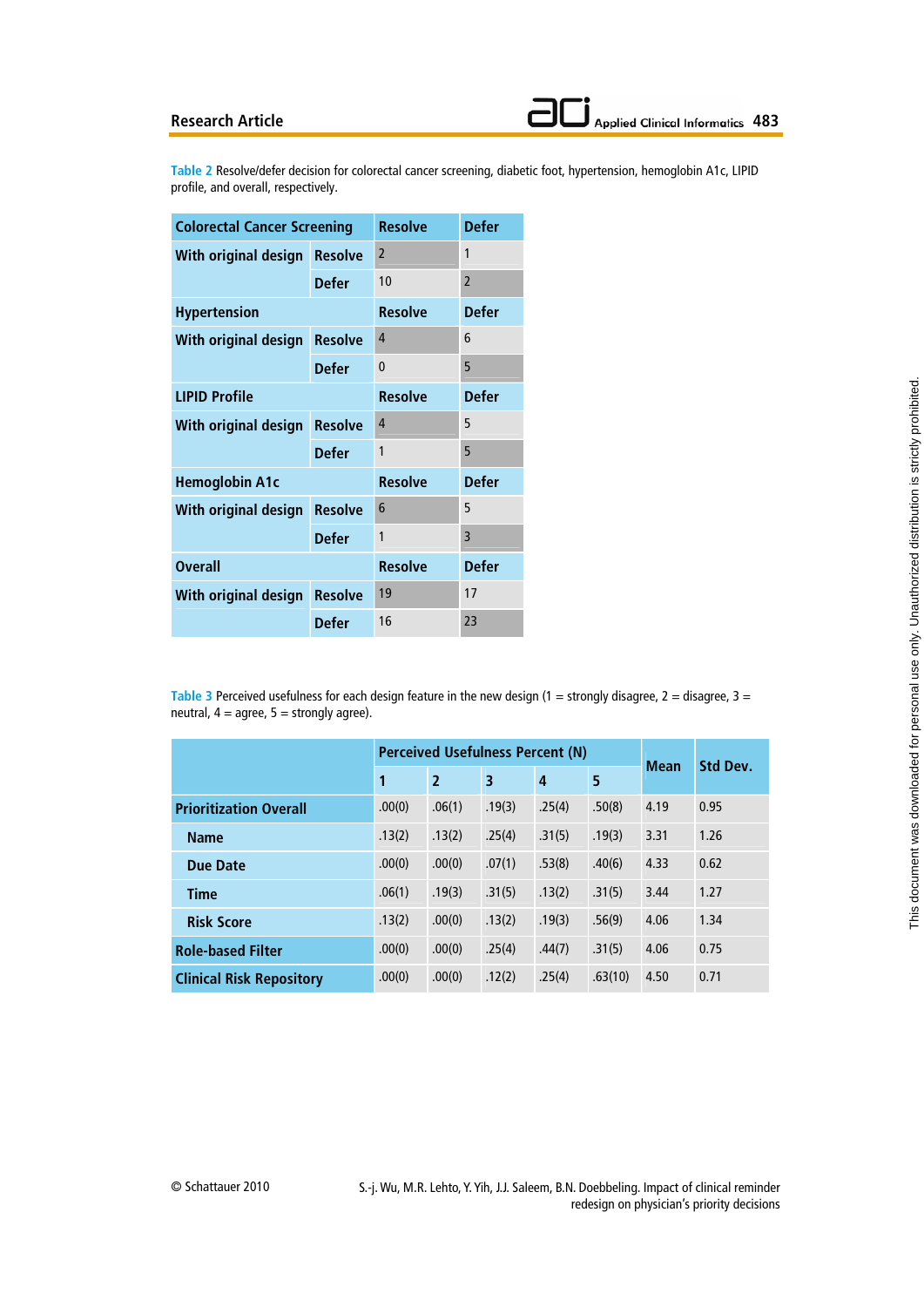Table 2 Resolve/defer decision for colorectal cancer screening, diabetic foot, hypertension, hemoglobin A1c, LIPID profile, and overall, respectively.

| Colorectal Cancer Screening | | Resolve | Defer |
|---|---|---|---|
| With original design | Resolve | 2 | 1 |
| | Defer | 10 | 2 |
| **Hypertension** | | **Resolve** | **Defer** |
| With original design | Resolve | 4 | 6 |
| | Defer | 0 | 5 |
| **LIPID Profile** | | **Resolve** | **Defer** |
| With original design | Resolve | 4 | 5 |
| | Defer | 1 | 5 |
| **Hemoglobin A1c** | | **Resolve** | **Defer** |
| With original design | Resolve | 6 | 5 |
| | Defer | 1 | 3 |
| **Overall** | | **Resolve** | **Defer** |
| With original design | Resolve | 19 | 17 |
| | Defer | 16 | 23 |

Table 3 Perceived usefulness for each design feature in the new design (1 = strongly disagree, 2 = disagree, 3 = neutral, 4 = agree, 5 = strongly agree).

| | Perceived Usefulness Percent (N) | | | | | Mean | Std Dev. |
|---|---|---|---|---|---|---|---|
| | 1 | 2 | 3 | 4 | 5 | | |
| **Prioritization Overall** | .00(0) | .06(1) | .19(3) | .25(4) | .50(8) | 4.19 | 0.95 |
| Name | .13(2) | .13(2) | .25(4) | .31(5) | .19(3) | 3.31 | 1.26 |
| Due Date | .00(0) | .00(0) | .07(1) | .53(8) | .40(6) | 4.33 | 0.62 |
| Time | .06(1) | .19(3) | .31(5) | .13(2) | .31(5) | 3.44 | 1.27 |
| Risk Score | .13(2) | .00(0) | .13(2) | .19(3) | .56(9) | 4.06 | 1.34 |
| **Role-based Filter** | .00(0) | .00(0) | .25(4) | .44(7) | .31(5) | 4.06 | 0.75 |
| **Clinical Risk Repository** | .00(0) | .00(0) | .12(2) | .25(4) | .63(10) | 4.50 | 0.71 |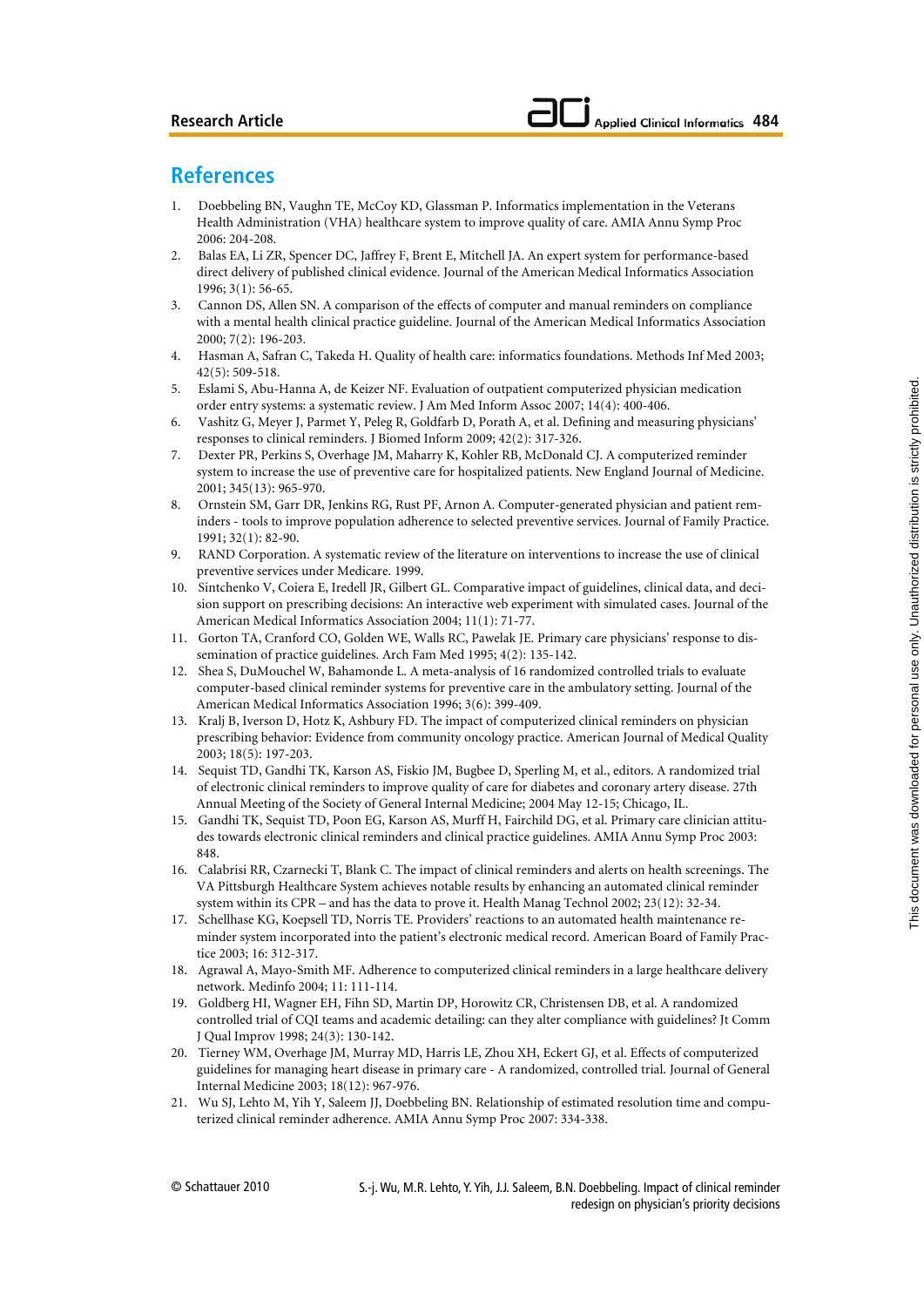## References

1. Doebbeling BN, Vaughn TE, McCoy KD, Glassman P. Informatics implementation in the Veterans Health Administration (VHA) healthcare system to improve quality of care. AMIA Annu Symp Proc 2006: 204-208.
2. Balas EA, Li ZR, Spencer DC, Jaffrey F, Brent E, Mitchell JA. An expert system for performance-based direct delivery of published clinical evidence. Journal of the American Medical Informatics Association 1996; 3(1): 56-65.
3. Cannon DS, Allen SN. A comparison of the effects of computer and manual reminders on compliance with a mental health clinical practice guideline. Journal of the American Medical Informatics Association 2000; 7(2): 196-203.
4. Hasman A, Safran C, Takeda H. Quality of health care: informatics foundations. Methods Inf Med 2003; 42(5): 509-518.
5. Eslami S, Abu-Hanna A, de Keizer NF. Evaluation of outpatient computerized physician medication order entry systems: a systematic review. J Am Med Inform Assoc 2007; 14(4): 400-406.
6. Vashitz G, Meyer J, Parmet Y, Peleg R, Goldfarb D, Porath A, et al. Defining and measuring physicians' responses to clinical reminders. J Biomed Inform 2009; 42(2): 317-326.
7. Dexter PR, Perkins S, Overhage JM, Maharry K, Kohler RB, McDonald CJ. A computerized reminder system to increase the use of preventive care for hospitalized patients. New England Journal of Medicine. 2001; 345(13): 965-970.
8. Ornstein SM, Garr DR, Jenkins RG, Rust PF, Arnon A. Computer-generated physician and patient reminders - tools to improve population adherence to selected preventive services. Journal of Family Practice. 1991; 32(1): 82-90.
9. RAND Corporation. A systematic review of the literature on interventions to increase the use of clinical preventive services under Medicare. 1999.
10. Sintchenko V, Coiera E, Iredell JR, Gilbert GL. Comparative impact of guidelines, clinical data, and decision support on prescribing decisions: An interactive web experiment with simulated cases. Journal of the American Medical Informatics Association 2004; 11(1): 71-77.
11. Gorton TA, Cranford CO, Golden WE, Walls RC, Pawelak JE. Primary care physicians' response to dissemination of practice guidelines. Arch Fam Med 1995; 4(2): 135-142.
12. Shea S, DuMouchel W, Bahamonde L. A meta-analysis of 16 randomized controlled trials to evaluate computer-based clinical reminder systems for preventive care in the ambulatory setting. Journal of the American Medical Informatics Association 1996; 3(6): 399-409.
13. Kralj B, Iverson D, Hotz K, Ashbury FD. The impact of computerized clinical reminders on physician prescribing behavior: Evidence from community oncology practice. American Journal of Medical Quality 2003; 18(5): 197-203.
14. Sequist TD, Gandhi TK, Karson AS, Fiskio JM, Bugbee D, Sperling M, et al., editors. A randomized trial of electronic clinical reminders to improve quality of care for diabetes and coronary artery disease. 27th Annual Meeting of the Society of General Internal Medicine; 2004 May 12-15; Chicago, IL.
15. Gandhi TK, Sequist TD, Poon EG, Karson AS, Murff H, Fairchild DG, et al. Primary care clinician attitudes towards electronic clinical reminders and clinical practice guidelines. AMIA Annu Symp Proc 2003: 848.
16. Calabrisi RR, Czarnecki T, Blank C. The impact of clinical reminders and alerts on health screenings. The VA Pittsburgh Healthcare System achieves notable results by enhancing an automated clinical reminder system within its CPR – and has the data to prove it. Health Manag Technol 2002; 23(12): 32-34.
17. Schellhase KG, Koepsell TD, Norris TE. Providers' reactions to an automated health maintenance reminder system incorporated into the patient's electronic medical record. American Board of Family Practice 2003; 16: 312-317.
18. Agrawal A, Mayo-Smith MF. Adherence to computerized clinical reminders in a large healthcare delivery network. Medinfo 2004; 11: 111-114.
19. Goldberg HI, Wagner EH, Fihn SD, Martin DP, Horowitz CR, Christensen DB, et al. A randomized controlled trial of CQI teams and academic detailing: can they alter compliance with guidelines? Jt Comm J Qual Improv 1998; 24(3): 130-142.
20. Tierney WM, Overhage JM, Murray MD, Harris LE, Zhou XH, Eckert GJ, et al. Effects of computerized guidelines for managing heart disease in primary care - A randomized, controlled trial. Journal of General Internal Medicine 2003; 18(12): 967-976.
21. Wu SJ, Lehto M, Yih Y, Saleem JJ, Doebbeling BN. Relationship of estimated resolution time and computerized clinical reminder adherence. AMIA Annu Symp Proc 2007: 334-338.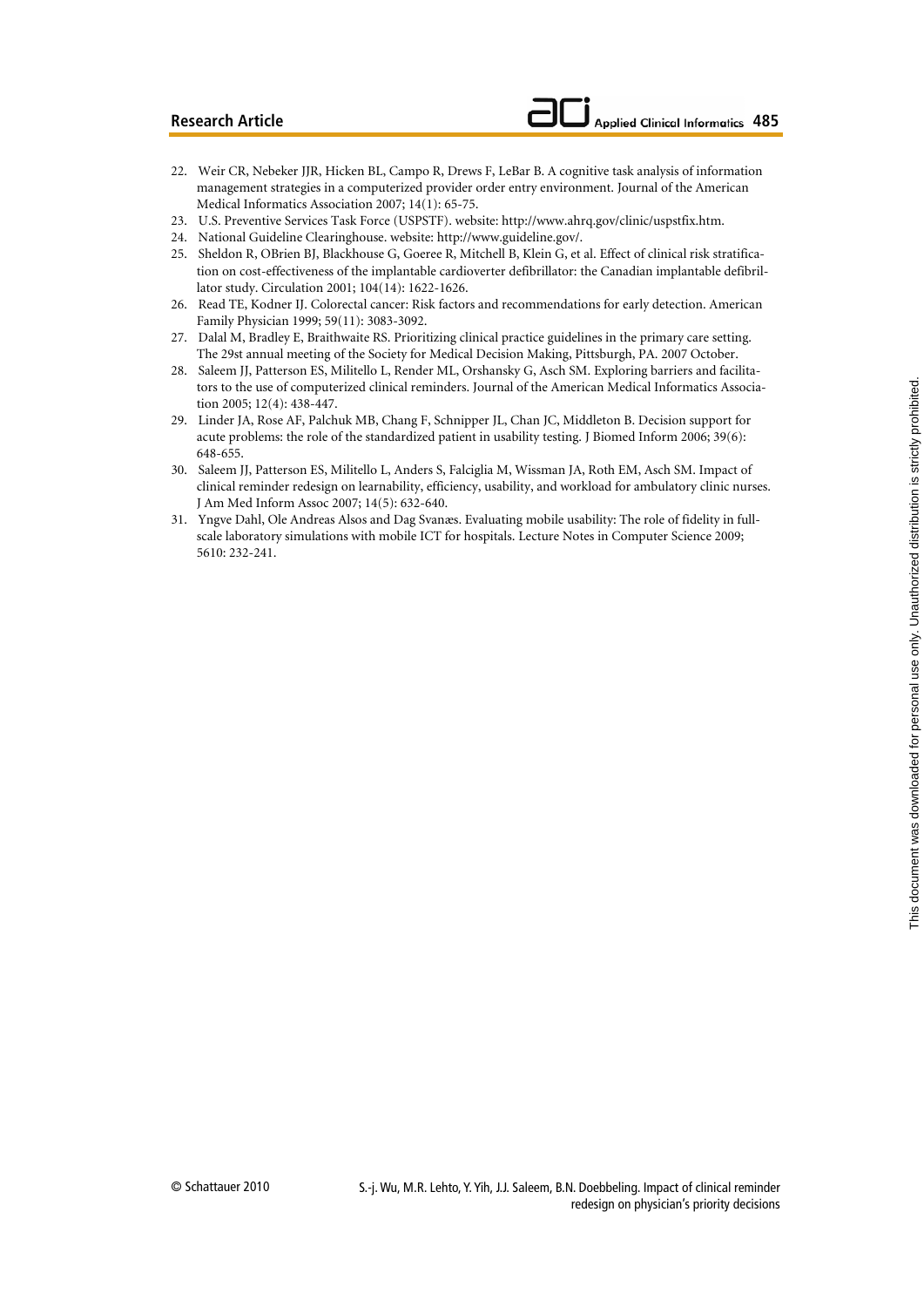22. Weir CR, Nebeker JJR, Hicken BL, Campo R, Drews F, LeBar B. A cognitive task analysis of information management strategies in a computerized provider order entry environment. Journal of the American Medical Informatics Association 2007; 14(1): 65-75.
23. U.S. Preventive Services Task Force (USPSTF). website: http://www.ahrq.gov/clinic/uspstfix.htm.
24. National Guideline Clearinghouse. website: http://www.guideline.gov/.
25. Sheldon R, OBrien BJ, Blackhouse G, Goeree R, Mitchell B, Klein G, et al. Effect of clinical risk stratification on cost-effectiveness of the implantable cardioverter defibrillator: the Canadian implantable defibrillator study. Circulation 2001; 104(14): 1622-1626.
26. Read TE, Kodner IJ. Colorectal cancer: Risk factors and recommendations for early detection. American Family Physician 1999; 59(11): 3083-3092.
27. Dalal M, Bradley E, Braithwaite RS. Prioritizing clinical practice guidelines in the primary care setting. The 29st annual meeting of the Society for Medical Decision Making, Pittsburgh, PA. 2007 October.
28. Saleem JJ, Patterson ES, Militello L, Render ML, Orshansky G, Asch SM. Exploring barriers and facilitators to the use of computerized clinical reminders. Journal of the American Medical Informatics Association 2005; 12(4): 438-447.
29. Linder JA, Rose AF, Palchuk MB, Chang F, Schnipper JL, Chan JC, Middleton B. Decision support for acute problems: the role of the standardized patient in usability testing. J Biomed Inform 2006; 39(6): 648-655.
30. Saleem JJ, Patterson ES, Militello L, Anders S, Falciglia M, Wissman JA, Roth EM, Asch SM. Impact of clinical reminder redesign on learnability, efficiency, usability, and workload for ambulatory clinic nurses. J Am Med Inform Assoc 2007; 14(5): 632-640.
31. Yngve Dahl, Ole Andreas Alsos and Dag Svanæs. Evaluating mobile usability: The role of fidelity in full-scale laboratory simulations with mobile ICT for hospitals. Lecture Notes in Computer Science 2009; 5610: 232-241.